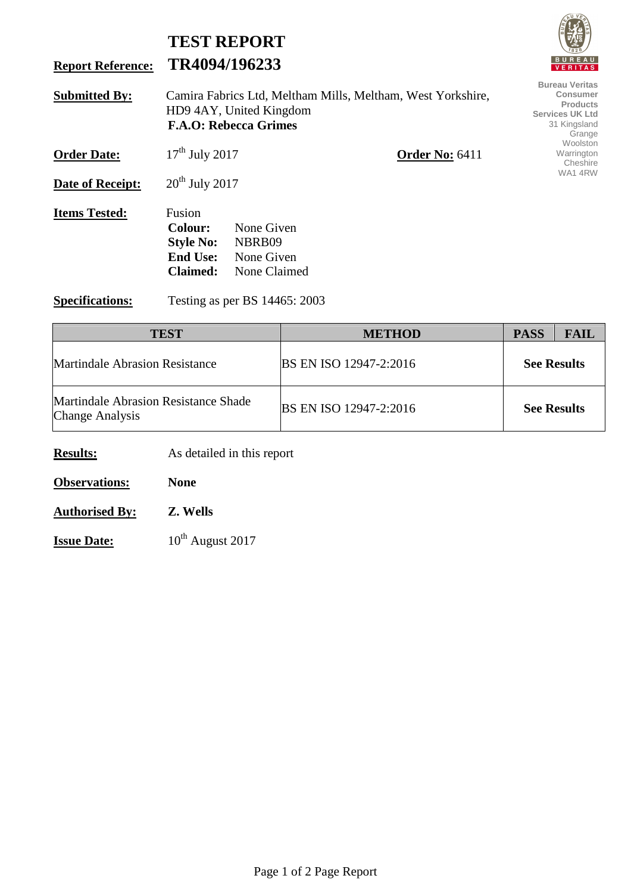# TEST REPORT

**Report Reference:** **TR4094/196233**

Bureau Veritas Consumer Products Services UK Ltd
31 Kingsland Grange
Woolston
Warrington
Cheshire
WA1 4RW

**Submitted By:** Camira Fabrics Ltd, Meltham Mills, Meltham, West Yorkshire, HD9 4AY, United Kingdom
**F.A.O: Rebecca Grimes**

**Order Date:** 17th July 2017 **Order No:** 6411

**Date of Receipt:** 20th July 2017

**Items Tested:** Fusion
**Colour:** None Given
**Style No:** NBRB09
**End Use:** None Given
**Claimed:** None Claimed

**Specifications:** Testing as per BS 14465: 2003

| TEST | METHOD | PASS | FAIL |
|---|---|---|---|
| Martindale Abrasion Resistance | BS EN ISO 12947-2:2016 | **See Results** | |
| Martindale Abrasion Resistance Shade Change Analysis | BS EN ISO 12947-2:2016 | **See Results** | |

**Results:** As detailed in this report

**Observations:** **None**

**Authorised By:** **Z. Wells**

**Issue Date:** 10th August 2017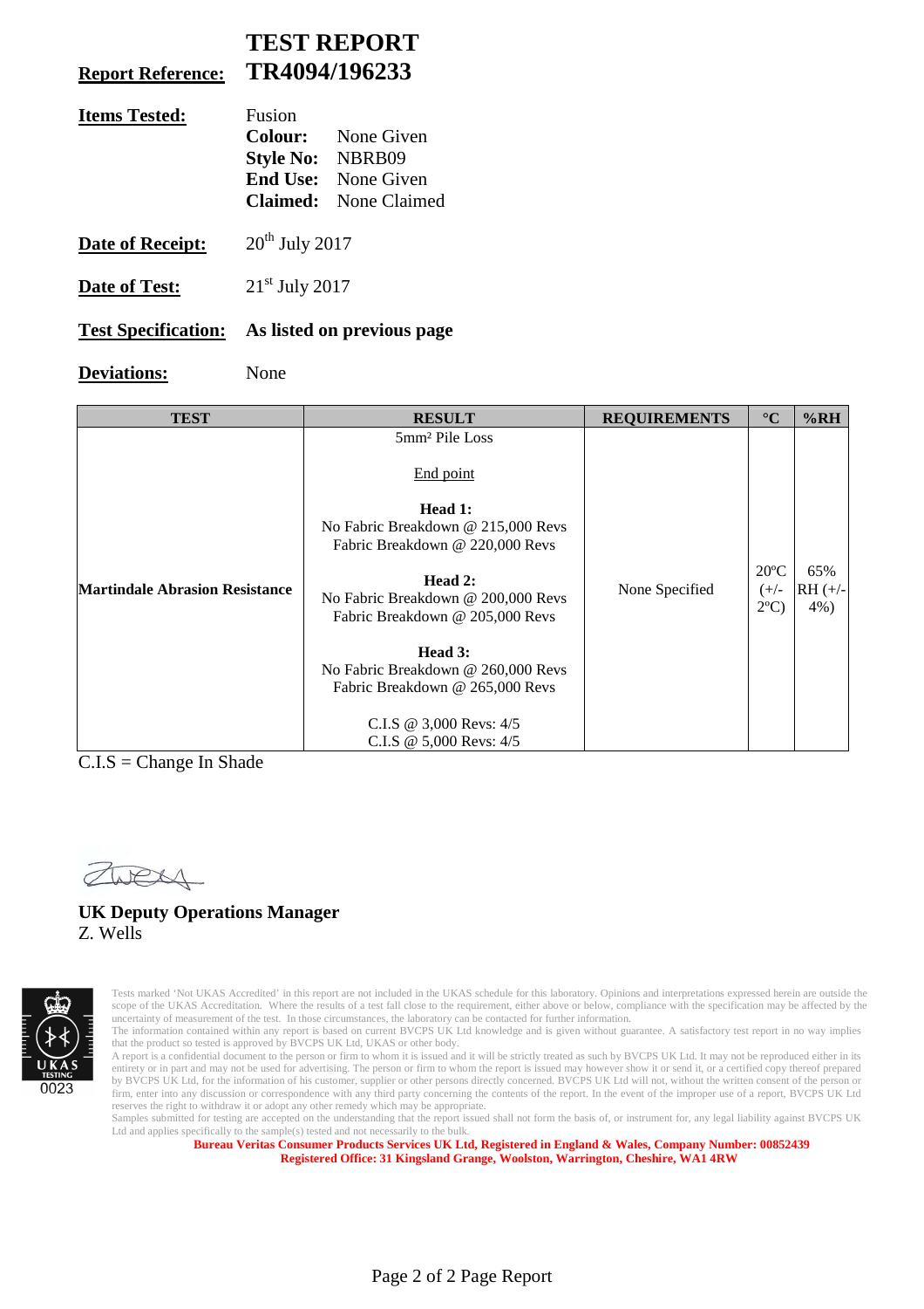# TEST REPORT

**Report Reference:** **TR4094/196233**

**Items Tested:** Fusion
**Colour:** None Given
**Style No:** NBRB09
**End Use:** None Given
**Claimed:** None Claimed

**Date of Receipt:** 20th July 2017

**Date of Test:** 21st July 2017

**Test Specification:** **As listed on previous page**

**Deviations:** None

| TEST | RESULT | REQUIREMENTS | °C | %RH |
|---|---|---|---|---|
| **Martindale Abrasion Resistance** | 5mm² Pile Loss<br><br>End point<br><br>**Head 1:**<br>No Fabric Breakdown @ 215,000 Revs<br>Fabric Breakdown @ 220,000 Revs<br><br>**Head 2:**<br>No Fabric Breakdown @ 200,000 Revs<br>Fabric Breakdown @ 205,000 Revs<br><br>**Head 3:**<br>No Fabric Breakdown @ 260,000 Revs<br>Fabric Breakdown @ 265,000 Revs<br><br>C.I.S @ 3,000 Revs: 4/5<br>C.I.S @ 5,000 Revs: 4/5 | None Specified | 20ºC (+/- 2ºC) | 65% RH (+/- 4%) |

C.I.S = Change In Shade

**UK Deputy Operations Manager**
Z. Wells

UKAS TESTING 0023

Tests marked 'Not UKAS Accredited' in this report are not included in the UKAS schedule for this laboratory. Opinions and interpretations expressed herein are outside the scope of the UKAS Accreditation. Where the results of a test fall close to the requirement, either above or below, compliance with the specification may be affected by the uncertainty of measurement of the test. In those circumstances, the laboratory can be contacted for further information.
The information contained within any report is based on current BVCPS UK Ltd knowledge and is given without guarantee. A satisfactory test report in no way implies that the product so tested is approved by BVCPS UK Ltd, UKAS or other body.
A report is a confidential document to the person or firm to whom it is issued and it will be strictly treated as such by BVCPS UK Ltd. It may not be reproduced either in its entirety or in part and may not be used for advertising. The person or firm to whom the report is issued may however show it or send it, or a certified copy thereof prepared by BVCPS UK Ltd, for the information of his customer, supplier or other persons directly concerned. BVCPS UK Ltd will not, without the written consent of the person or firm, enter into any discussion or correspondence with any third party concerning the contents of the report. In the event of the improper use of a report, BVCPS UK Ltd reserves the right to withdraw it or adopt any other remedy which may be appropriate.
Samples submitted for testing are accepted on the understanding that the report issued shall not form the basis of, or instrument for, any legal liability against BVCPS UK Ltd and applies specifically to the sample(s) tested and not necessarily to the bulk.

**Bureau Veritas Consumer Products Services UK Ltd, Registered in England & Wales, Company Number: 00852439**
**Registered Office: 31 Kingsland Grange, Woolston, Warrington, Cheshire, WA1 4RW**